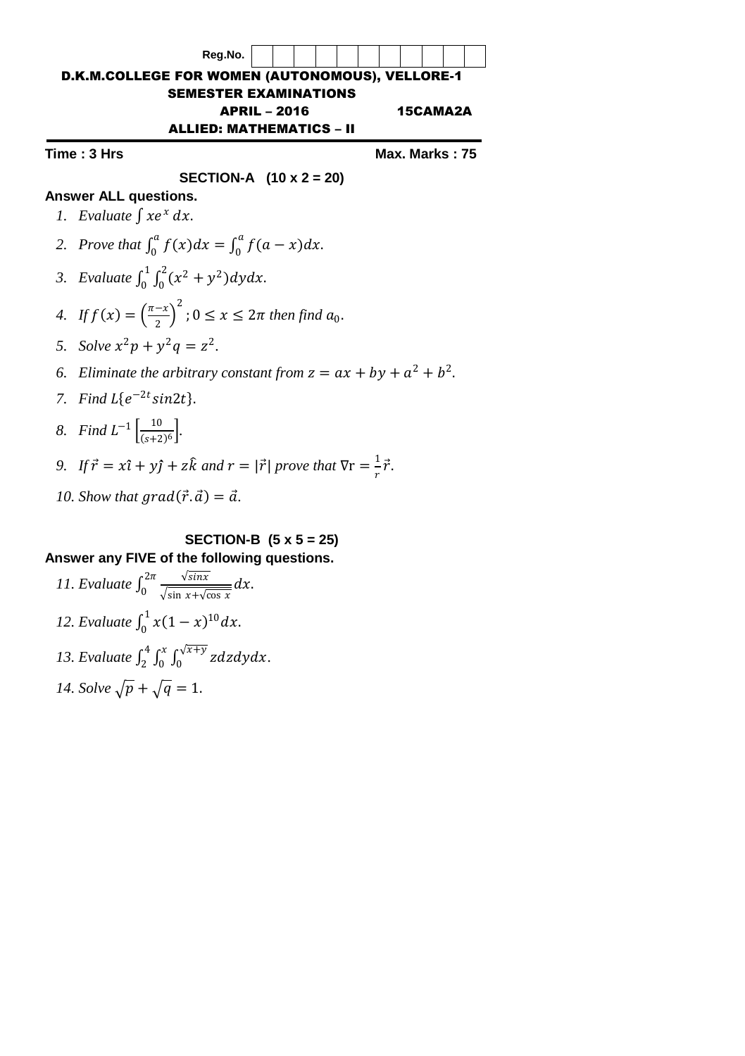Reg.No. | | | | | | | | | | | |

# D.K.M.COLLEGE FOR WOMEN (AUTONOMOUS), VELLORE-1

## SEMESTER EXAMINATIONS

**APRIL – 2016** **15CAMA2A**

**ALLIED: MATHEMATICS – II**

**Time : 3 Hrs** **Max. Marks : 75**

### SECTION-A (10 x 2 = 20)

**Answer ALL questions.**

1. *Evaluate* $\int xe^{x}\,dx$.
2. *Prove that* $\int_0^a f(x)dx = \int_0^a f(a-x)dx$.
3. *Evaluate* $\int_0^1 \int_0^2 (x^2+y^2)dydx$.
4. *If* $f(x) = \left(\frac{\pi - x}{2}\right)^2$ ; $0 \le x \le 2\pi$ *then find* $a_0$.
5. *Solve* $x^2p + y^2q = z^2$.
6. *Eliminate the arbitrary constant from* $z = ax + by + a^2 + b^2$.
7. *Find* $L\{e^{-2t}sin2t\}$.
8. *Find* $L^{-1}\left[\frac{10}{(s+2)^6}\right]$.
9. *If* $\vec{r} = x\hat{\imath} + y\hat{\jmath} + z\hat{k}$ *and* $r = |\vec{r}|$ *prove that* $\nabla \mathrm{r} = \frac{1}{r}\vec{r}$.
10. *Show that* $grad(\vec{r}.\vec{a}) = \vec{a}$.

### SECTION-B (5 x 5 = 25)

**Answer any FIVE of the following questions.**

11. *Evaluate* $\int_0^{2\pi} \frac{\sqrt{sinx}}{\sqrt{\sin x}+\sqrt{\cos x}}dx$.
12. *Evaluate* $\int_0^1 x(1-x)^{10}dx$.
13. *Evaluate* $\int_2^4 \int_0^x \int_0^{\sqrt{x+y}} zdzdydx$.
14. *Solve* $\sqrt{p} + \sqrt{q} = 1$.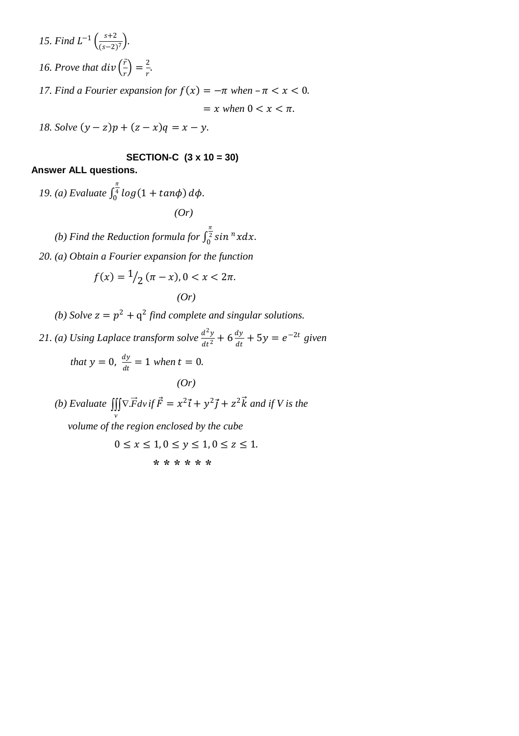15. *Find* $L^{-1}\left(\frac{s+2}{(s-2)^7}\right)$.

16. *Prove that* $div\left(\frac{\vec{r}}{r}\right) = \frac{2}{r}$.

17. *Find a Fourier expansion for* $f(x) = -\pi$ *when* $-\pi < x < 0$.

$= x$ *when* $0 < x < \pi$.

18. *Solve* $(y-z)p + (z-x)q = x - y$.

**SECTION-C (3 x 10 = 30)**

**Answer ALL questions.**

19. (a) *Evaluate* $\int_0^{\frac{\pi}{4}} log(1 + tan\phi)\, d\phi$.

*(Or)*

(b) *Find the Reduction formula for* $\int_0^{\frac{\pi}{2}} sin^n x dx$.

20. (a) *Obtain a Fourier expansion for the function*

$$f(x) = {}^1/_2\,(\pi - x), 0 < x < 2\pi.$$

*(Or)*

(b) *Solve* $z = p^2 + q^2$ *find complete and singular solutions.*

21. (a) *Using Laplace transform solve* $\frac{d^2y}{dt^2} + 6\frac{dy}{dt} + 5y = e^{-2t}$ *given that* $y = 0$, $\frac{dy}{dt} = 1$ *when* $t = 0$.

*(Or)*

(b) *Evaluate* $\iiint_v \nabla.\vec{F} dv$ *if* $\vec{F} = x^2\vec{i} + y^2\vec{j} + z^2\vec{k}$ *and if V is the volume of the region enclosed by the cube*

$$0 \le x \le 1, 0 \le y \le 1, 0 \le z \le 1.$$

\* \* \* \* \* \*